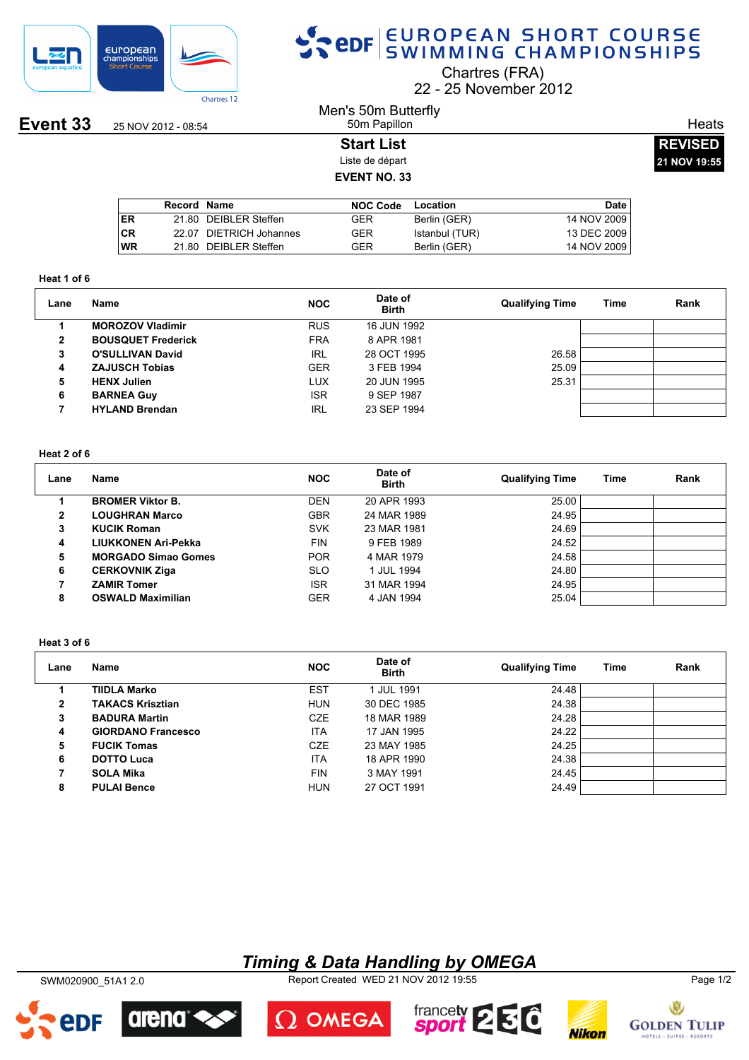# EUROPEAN SHORT COURSE SWIMMING CHAMPIONSHIPS

Chartres (FRA)
22 - 25 November 2012

**Event 33** 25 NOV 2012 - 08:54

## Men's 50m Butterfly

50m Papillon

Heats

### Start List

Liste de départ

**EVENT NO. 33**

**REVISED**
**21 NOV 19:55**

| | Record | Name | NOC Code | Location | Date |
|---|---|---|---|---|---|
| ER | 21.80 | DEIBLER Steffen | GER | Berlin (GER) | 14 NOV 2009 |
| CR | 22.07 | DIETRICH Johannes | GER | Istanbul (TUR) | 13 DEC 2009 |
| WR | 21.80 | DEIBLER Steffen | GER | Berlin (GER) | 14 NOV 2009 |

**Heat 1 of 6**

| Lane | Name | NOC | Date of Birth | Qualifying Time | Time | Rank |
|---|---|---|---|---|---|---|
| 1 | **MOROZOV Vladimir** | RUS | 16 JUN 1992 | | | |
| 2 | **BOUSQUET Frederick** | FRA | 8 APR 1981 | | | |
| 3 | **O'SULLIVAN David** | IRL | 28 OCT 1995 | 26.58 | | |
| 4 | **ZAJUSCH Tobias** | GER | 3 FEB 1994 | 25.09 | | |
| 5 | **HENX Julien** | LUX | 20 JUN 1995 | 25.31 | | |
| 6 | **BARNEA Guy** | ISR | 9 SEP 1987 | | | |
| 7 | **HYLAND Brendan** | IRL | 23 SEP 1994 | | | |

**Heat 2 of 6**

| Lane | Name | NOC | Date of Birth | Qualifying Time | Time | Rank |
|---|---|---|---|---|---|---|
| 1 | **BROMER Viktor B.** | DEN | 20 APR 1993 | 25.00 | | |
| 2 | **LOUGHRAN Marco** | GBR | 24 MAR 1989 | 24.95 | | |
| 3 | **KUCIK Roman** | SVK | 23 MAR 1981 | 24.69 | | |
| 4 | **LIUKKONEN Ari-Pekka** | FIN | 9 FEB 1989 | 24.52 | | |
| 5 | **MORGADO Simao Gomes** | POR | 4 MAR 1979 | 24.58 | | |
| 6 | **CERKOVNIK Ziga** | SLO | 1 JUL 1994 | 24.80 | | |
| 7 | **ZAMIR Tomer** | ISR | 31 MAR 1994 | 24.95 | | |
| 8 | **OSWALD Maximilian** | GER | 4 JAN 1994 | 25.04 | | |

**Heat 3 of 6**

| Lane | Name | NOC | Date of Birth | Qualifying Time | Time | Rank |
|---|---|---|---|---|---|---|
| 1 | **TIIDLA Marko** | EST | 1 JUL 1991 | 24.48 | | |
| 2 | **TAKACS Krisztian** | HUN | 30 DEC 1985 | 24.38 | | |
| 3 | **BADURA Martin** | CZE | 18 MAR 1989 | 24.28 | | |
| 4 | **GIORDANO Francesco** | ITA | 17 JAN 1995 | 24.22 | | |
| 5 | **FUCIK Tomas** | CZE | 23 MAY 1985 | 24.25 | | |
| 6 | **DOTTO Luca** | ITA | 18 APR 1990 | 24.38 | | |
| 7 | **SOLA Mika** | FIN | 3 MAY 1991 | 24.45 | | |
| 8 | **PULAI Bence** | HUN | 27 OCT 1991 | 24.49 | | |

*Timing & Data Handling by OMEGA*

SWM020900_51A1 2.0 Report Created WED 21 NOV 2012 19:55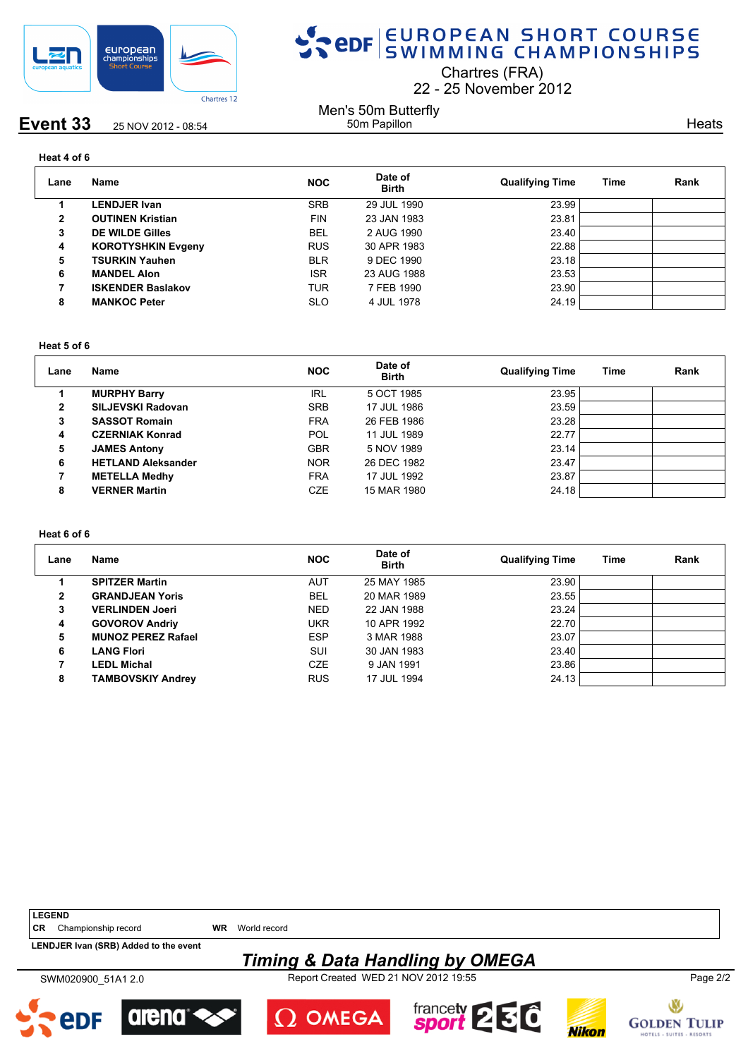# EUROPEAN SHORT COURSE SWIMMING CHAMPIONSHIPS

Chartres (FRA)
22 - 25 November 2012

**Event 33** 25 NOV 2012 - 08:54

Men's 50m Butterfly
50m Papillon

Heats

**Heat 4 of 6**

| Lane | Name | NOC | Date of Birth | Qualifying Time | Time | Rank |
|---|---|---|---|---|---|---|
| 1 | **LENDJER Ivan** | SRB | 29 JUL 1990 | 23.99 | | |
| 2 | **OUTINEN Kristian** | FIN | 23 JAN 1983 | 23.81 | | |
| 3 | **DE WILDE Gilles** | BEL | 2 AUG 1990 | 23.40 | | |
| 4 | **KOROTYSHKIN Evgeny** | RUS | 30 APR 1983 | 22.88 | | |
| 5 | **TSURKIN Yauhen** | BLR | 9 DEC 1990 | 23.18 | | |
| 6 | **MANDEL Alon** | ISR | 23 AUG 1988 | 23.53 | | |
| 7 | **ISKENDER Baslakov** | TUR | 7 FEB 1990 | 23.90 | | |
| 8 | **MANKOC Peter** | SLO | 4 JUL 1978 | 24.19 | | |

**Heat 5 of 6**

| Lane | Name | NOC | Date of Birth | Qualifying Time | Time | Rank |
|---|---|---|---|---|---|---|
| 1 | **MURPHY Barry** | IRL | 5 OCT 1985 | 23.95 | | |
| 2 | **SILJEVSKI Radovan** | SRB | 17 JUL 1986 | 23.59 | | |
| 3 | **SASSOT Romain** | FRA | 26 FEB 1986 | 23.28 | | |
| 4 | **CZERNIAK Konrad** | POL | 11 JUL 1989 | 22.77 | | |
| 5 | **JAMES Antony** | GBR | 5 NOV 1989 | 23.14 | | |
| 6 | **HETLAND Aleksander** | NOR | 26 DEC 1982 | 23.47 | | |
| 7 | **METELLA Medhy** | FRA | 17 JUL 1992 | 23.87 | | |
| 8 | **VERNER Martin** | CZE | 15 MAR 1980 | 24.18 | | |

**Heat 6 of 6**

| Lane | Name | NOC | Date of Birth | Qualifying Time | Time | Rank |
|---|---|---|---|---|---|---|
| 1 | **SPITZER Martin** | AUT | 25 MAY 1985 | 23.90 | | |
| 2 | **GRANDJEAN Yoris** | BEL | 20 MAR 1989 | 23.55 | | |
| 3 | **VERLINDEN Joeri** | NED | 22 JAN 1988 | 23.24 | | |
| 4 | **GOVOROV Andriy** | UKR | 10 APR 1992 | 22.70 | | |
| 5 | **MUNOZ PEREZ Rafael** | ESP | 3 MAR 1988 | 23.07 | | |
| 6 | **LANG Flori** | SUI | 30 JAN 1983 | 23.40 | | |
| 7 | **LEDL Michal** | CZE | 9 JAN 1991 | 23.86 | | |
| 8 | **TAMBOVSKIY Andrey** | RUS | 17 JUL 1994 | 24.13 | | |

**LEGEND**

**CR** Championship record **WR** World record

**LENDJER Ivan (SRB) Added to the event**

*Timing & Data Handling by OMEGA*

SWM020900_51A1 2.0 Report Created WED 21 NOV 2012 19:55